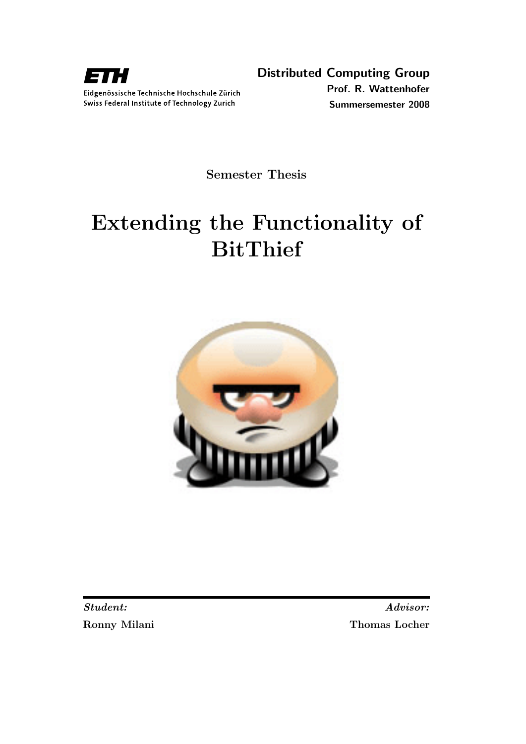ETH

Eidgenössische Technische Hochschule Zürich
Swiss Federal Institute of Technology Zurich

**Distributed Computing Group**
**Prof. R. Wattenhofer**
**Summersemester 2008**

**Semester Thesis**

# Extending the Functionality of BitThief

***Student:***
**Ronny Milani**

***Advisor:***
**Thomas Locher**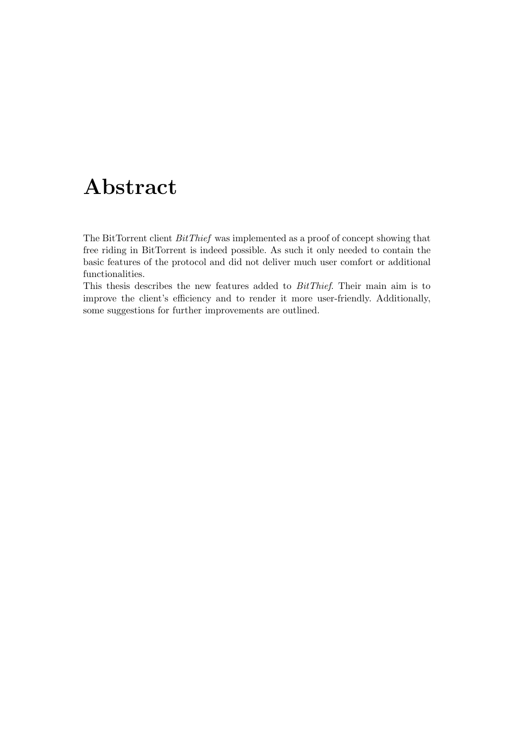# Abstract

The BitTorrent client *BitThief* was implemented as a proof of concept showing that free riding in BitTorrent is indeed possible. As such it only needed to contain the basic features of the protocol and did not deliver much user comfort or additional functionalities.

This thesis describes the new features added to *BitThief*. Their main aim is to improve the client's efficiency and to render it more user-friendly. Additionally, some suggestions for further improvements are outlined.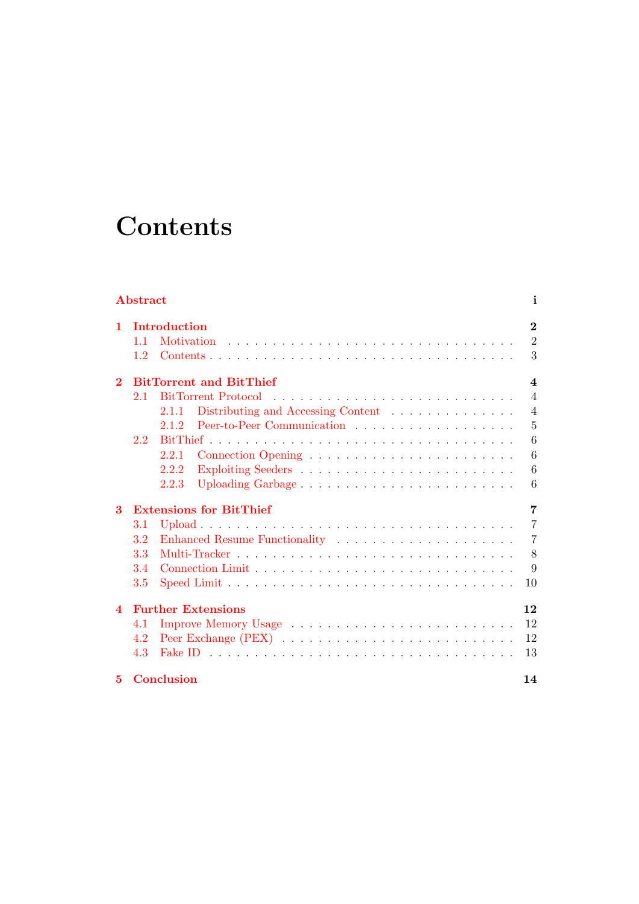# Contents

**Abstract** **i**

**1 Introduction** **2**
- 1.1 Motivation . . . . . 2
- 1.2 Contents . . . . . 3

**2 BitTorrent and BitThief** **4**
- 2.1 BitTorrent Protocol . . . . . 4
  - 2.1.1 Distributing and Accessing Content . . . . . 4
  - 2.1.2 Peer-to-Peer Communication . . . . . 5
- 2.2 BitThief . . . . . 6
  - 2.2.1 Connection Opening . . . . . 6
  - 2.2.2 Exploiting Seeders . . . . . 6
  - 2.2.3 Uploading Garbage . . . . . 6

**3 Extensions for BitThief** **7**
- 3.1 Upload . . . . . 7
- 3.2 Enhanced Resume Functionality . . . . . 7
- 3.3 Multi-Tracker . . . . . 8
- 3.4 Connection Limit . . . . . 9
- 3.5 Speed Limit . . . . . 10

**4 Further Extensions** **12**
- 4.1 Improve Memory Usage . . . . . 12
- 4.2 Peer Exchange (PEX) . . . . . 12
- 4.3 Fake ID . . . . . 13

**5 Conclusion** **14**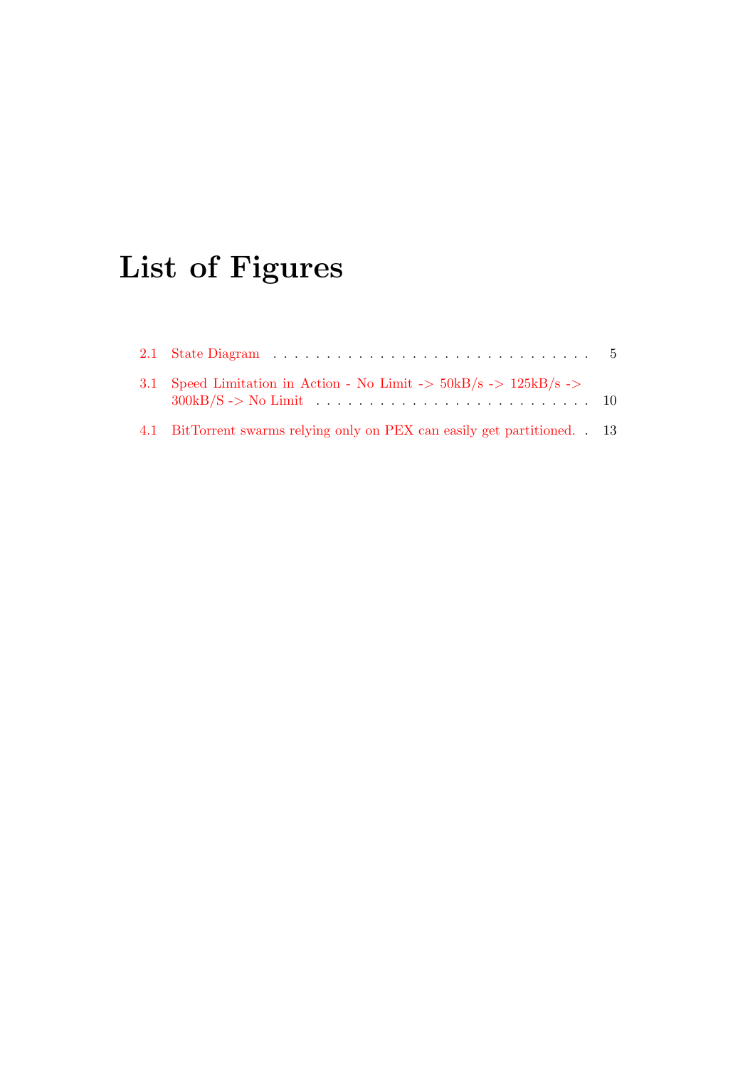# List of Figures

2.1 State Diagram . . . . . . . . . . . . . . . . . . . . . . . . . . . . . . 5

3.1 Speed Limitation in Action - No Limit -> 50kB/s -> 125kB/s -> 300kB/S -> No Limit . . . . . . . . . . . . . . . . . . . . . . . . . . 10

4.1 BitTorrent swarms relying only on PEX can easily get partitioned. . 13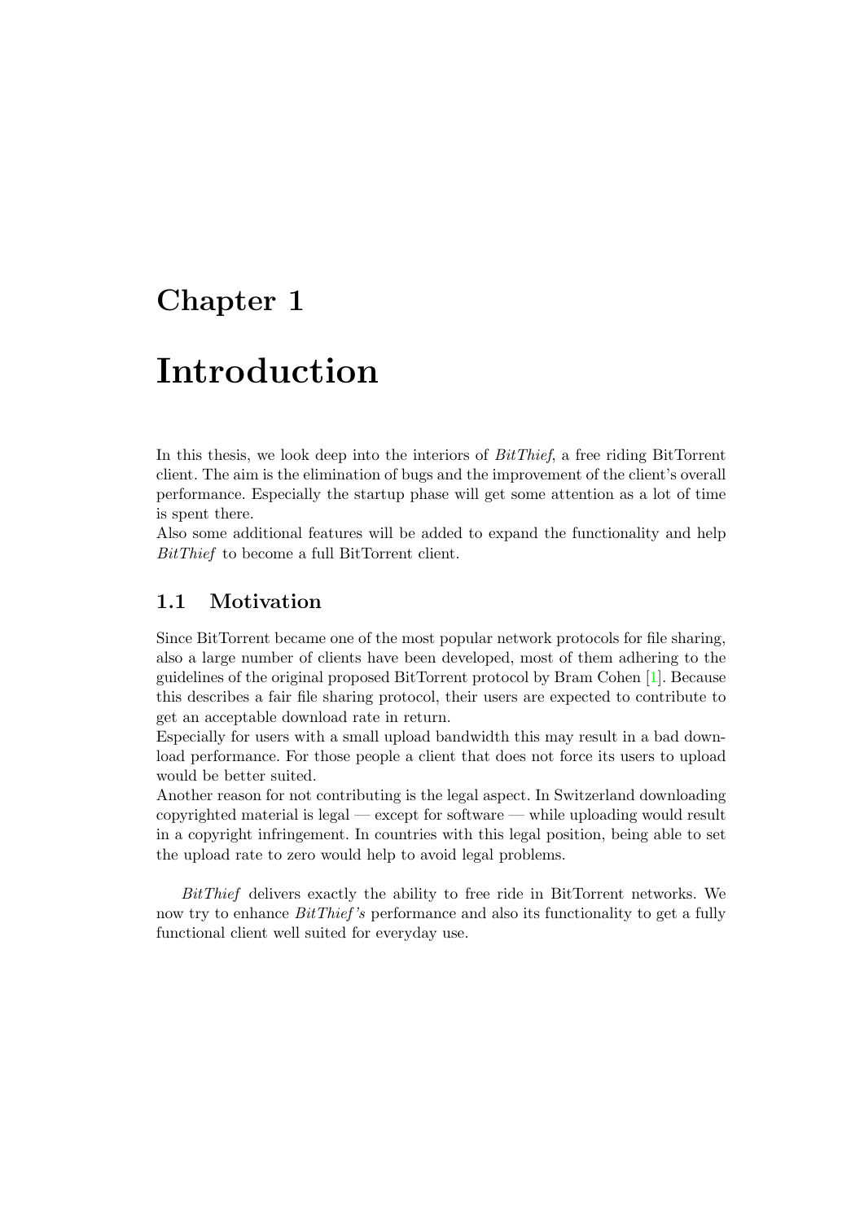# Chapter 1

# Introduction

In this thesis, we look deep into the interiors of *BitThief*, a free riding BitTorrent client. The aim is the elimination of bugs and the improvement of the client's overall performance. Especially the startup phase will get some attention as a lot of time is spent there.
Also some additional features will be added to expand the functionality and help *BitThief* to become a full BitTorrent client.

## 1.1 Motivation

Since BitTorrent became one of the most popular network protocols for file sharing, also a large number of clients have been developed, most of them adhering to the guidelines of the original proposed BitTorrent protocol by Bram Cohen [1]. Because this describes a fair file sharing protocol, their users are expected to contribute to get an acceptable download rate in return.
Especially for users with a small upload bandwidth this may result in a bad download performance. For those people a client that does not force its users to upload would be better suited.
Another reason for not contributing is the legal aspect. In Switzerland downloading copyrighted material is legal — except for software — while uploading would result in a copyright infringement. In countries with this legal position, being able to set the upload rate to zero would help to avoid legal problems.

*BitThief* delivers exactly the ability to free ride in BitTorrent networks. We now try to enhance *BitThief's* performance and also its functionality to get a fully functional client well suited for everyday use.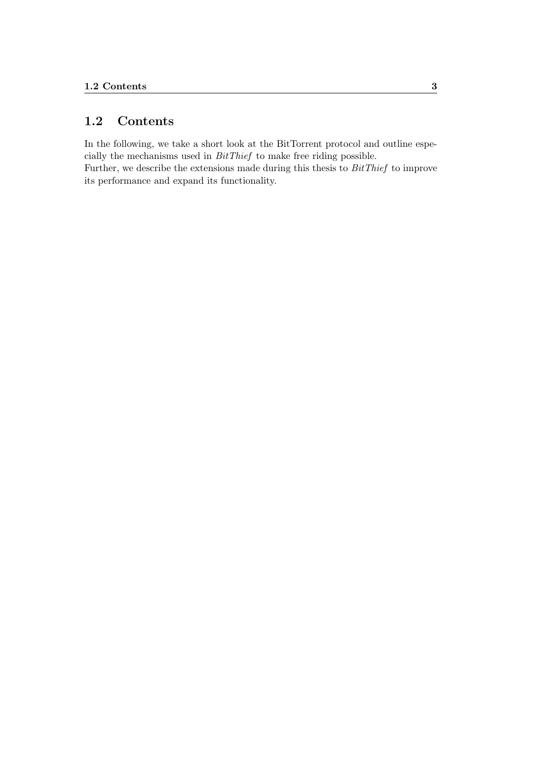## 1.2 Contents

In the following, we take a short look at the BitTorrent protocol and outline especially the mechanisms used in *BitThief* to make free riding possible.
Further, we describe the extensions made during this thesis to *BitThief* to improve its performance and expand its functionality.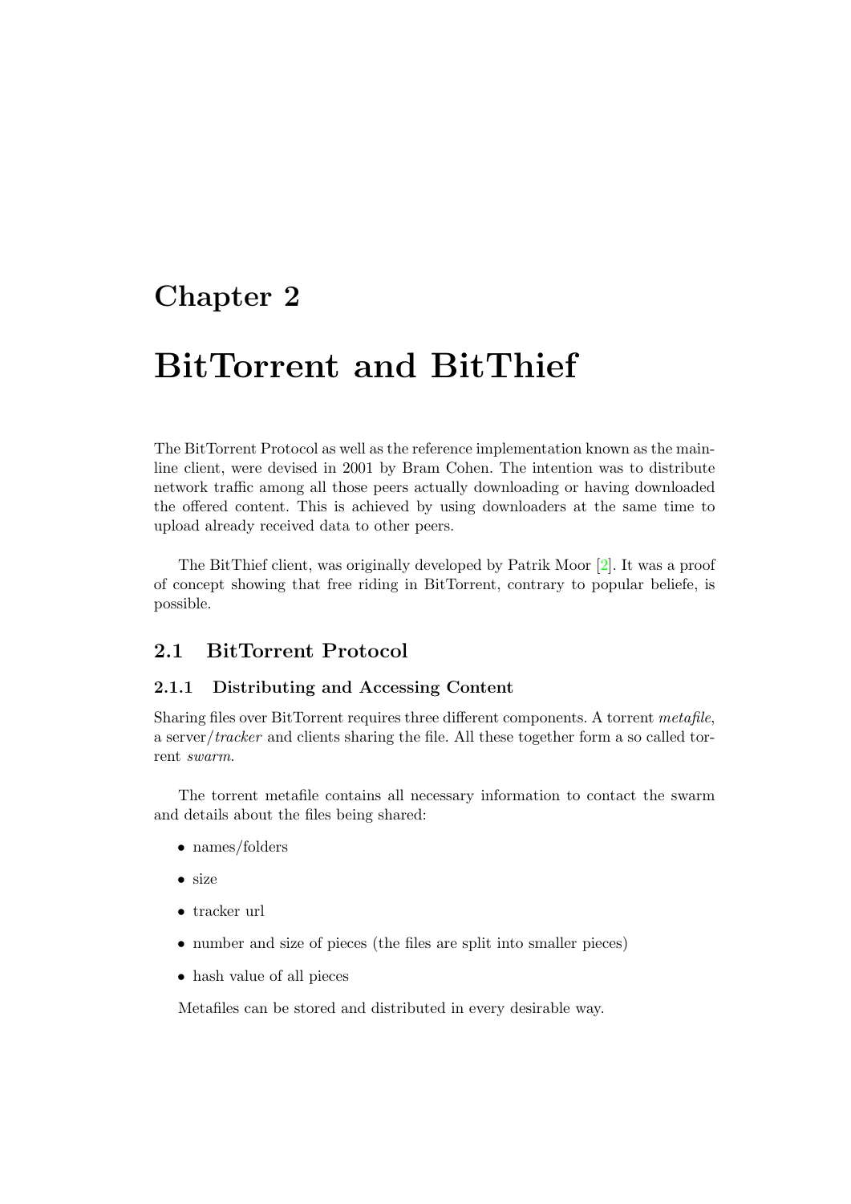# Chapter 2

# BitTorrent and BitThief

The BitTorrent Protocol as well as the reference implementation known as the mainline client, were devised in 2001 by Bram Cohen. The intention was to distribute network traffic among all those peers actually downloading or having downloaded the offered content. This is achieved by using downloaders at the same time to upload already received data to other peers.

The BitThief client, was originally developed by Patrik Moor [2]. It was a proof of concept showing that free riding in BitTorrent, contrary to popular beliefe, is possible.

## 2.1 BitTorrent Protocol

### 2.1.1 Distributing and Accessing Content

Sharing files over BitTorrent requires three different components. A torrent *metafile*, a server/*tracker* and clients sharing the file. All these together form a so called torrent *swarm*.

The torrent metafile contains all necessary information to contact the swarm and details about the files being shared:

- names/folders
- size
- tracker url
- number and size of pieces (the files are split into smaller pieces)
- hash value of all pieces

Metafiles can be stored and distributed in every desirable way.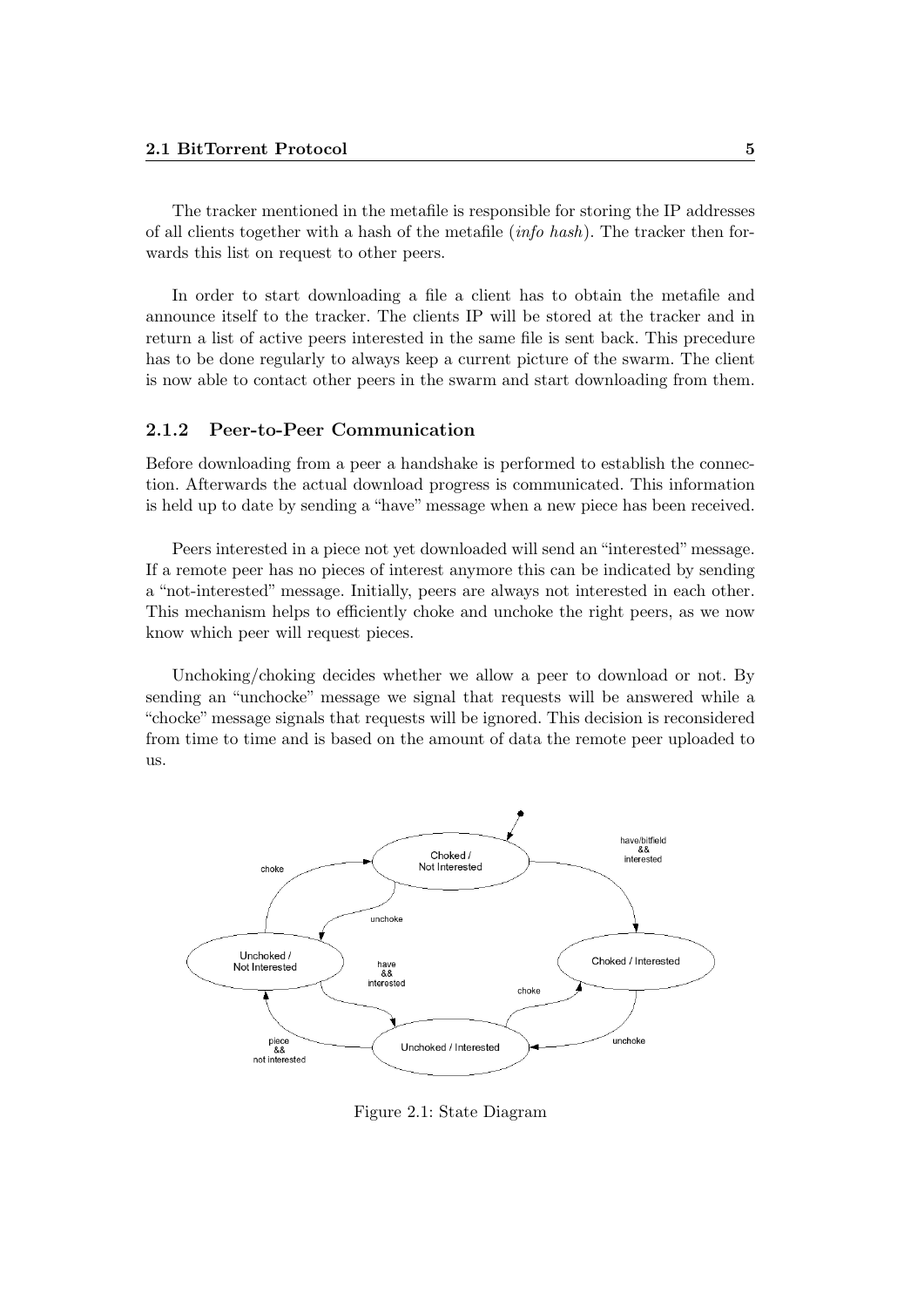The tracker mentioned in the metafile is responsible for storing the IP addresses of all clients together with a hash of the metafile (*info hash*). The tracker then forwards this list on request to other peers.

In order to start downloading a file a client has to obtain the metafile and announce itself to the tracker. The clients IP will be stored at the tracker and in return a list of active peers interested in the same file is sent back. This precedure has to be done regularly to always keep a current picture of the swarm. The client is now able to contact other peers in the swarm and start downloading from them.

### 2.1.2 Peer-to-Peer Communication

Before downloading from a peer a handshake is performed to establish the connection. Afterwards the actual download progress is communicated. This information is held up to date by sending a "have" message when a new piece has been received.

Peers interested in a piece not yet downloaded will send an "interested" message. If a remote peer has no pieces of interest anymore this can be indicated by sending a "not-interested" message. Initially, peers are always not interested in each other. This mechanism helps to efficiently choke and unchoke the right peers, as we now know which peer will request pieces.

Unchoking/choking decides whether we allow a peer to download or not. By sending an "unchocke" message we signal that requests will be answered while a "chocke" message signals that requests will be ignored. This decision is reconsidered from time to time and is based on the amount of data the remote peer uploaded to us.

Figure 2.1: State Diagram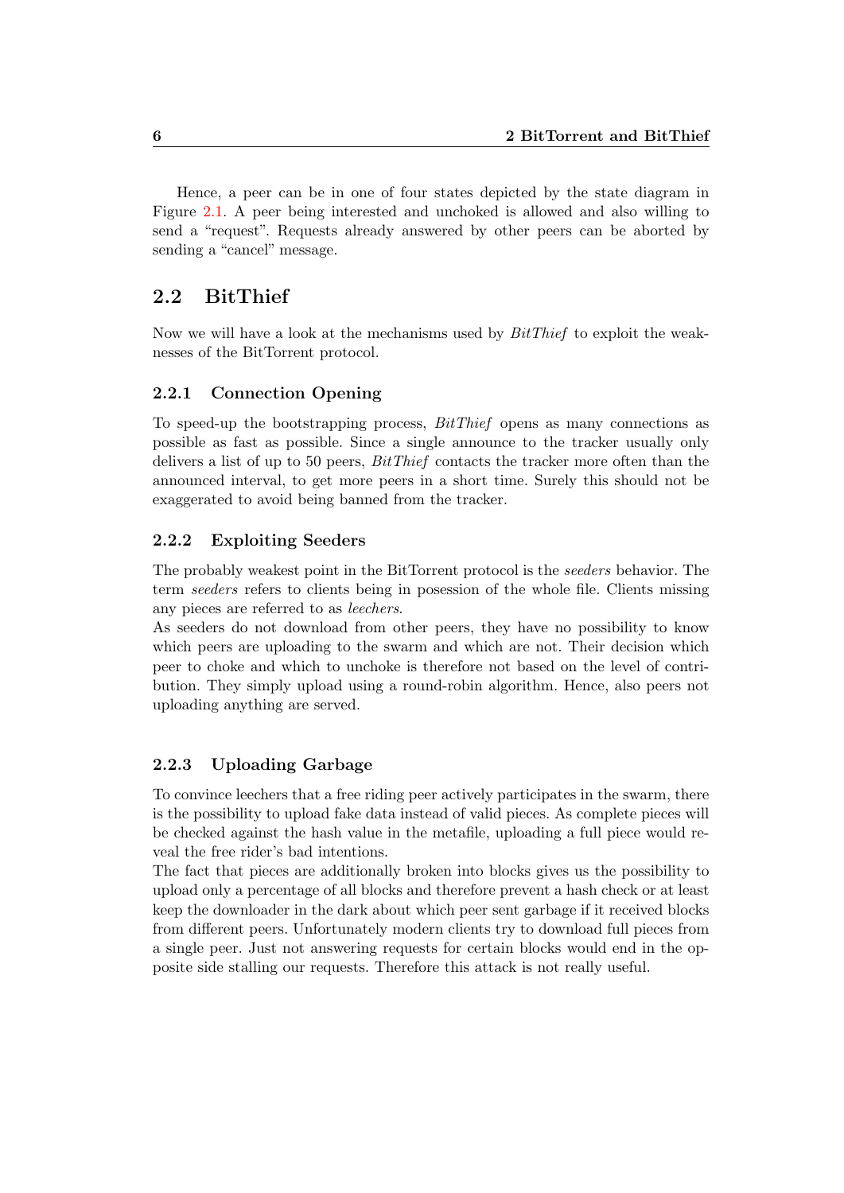Hence, a peer can be in one of four states depicted by the state diagram in Figure 2.1. A peer being interested and unchoked is allowed and also willing to send a "request". Requests already answered by other peers can be aborted by sending a "cancel" message.

## 2.2 BitThief

Now we will have a look at the mechanisms used by *BitThief* to exploit the weaknesses of the BitTorrent protocol.

### 2.2.1 Connection Opening

To speed-up the bootstrapping process, *BitThief* opens as many connections as possible as fast as possible. Since a single announce to the tracker usually only delivers a list of up to 50 peers, *BitThief* contacts the tracker more often than the announced interval, to get more peers in a short time. Surely this should not be exaggerated to avoid being banned from the tracker.

### 2.2.2 Exploiting Seeders

The probably weakest point in the BitTorrent protocol is the *seeders* behavior. The term *seeders* refers to clients being in posession of the whole file. Clients missing any pieces are referred to as *leechers*.
As seeders do not download from other peers, they have no possibility to know which peers are uploading to the swarm and which are not. Their decision which peer to choke and which to unchoke is therefore not based on the level of contribution. They simply upload using a round-robin algorithm. Hence, also peers not uploading anything are served.

### 2.2.3 Uploading Garbage

To convince leechers that a free riding peer actively participates in the swarm, there is the possibility to upload fake data instead of valid pieces. As complete pieces will be checked against the hash value in the metafile, uploading a full piece would reveal the free rider's bad intentions.
The fact that pieces are additionally broken into blocks gives us the possibility to upload only a percentage of all blocks and therefore prevent a hash check or at least keep the downloader in the dark about which peer sent garbage if it received blocks from different peers. Unfortunately modern clients try to download full pieces from a single peer. Just not answering requests for certain blocks would end in the opposite side stalling our requests. Therefore this attack is not really useful.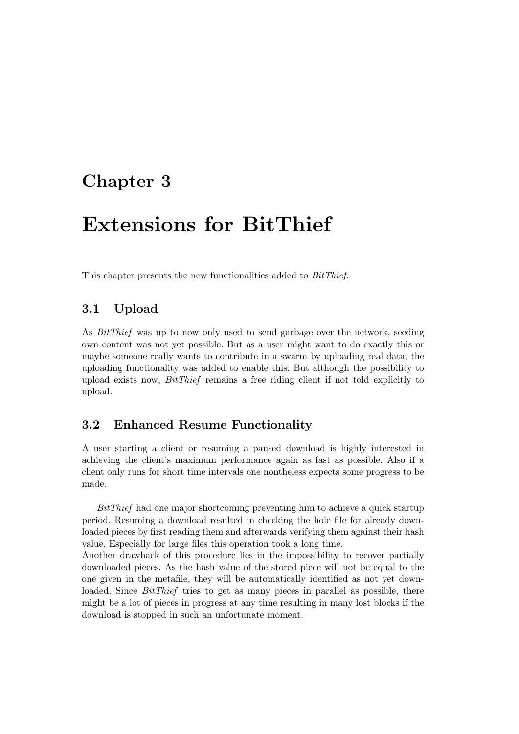# Chapter 3

# Extensions for BitThief

This chapter presents the new functionalities added to *BitThief*.

## 3.1 Upload

As *BitThief* was up to now only used to send garbage over the network, seeding own content was not yet possible. But as a user might want to do exactly this or maybe someone really wants to contribute in a swarm by uploading real data, the uploading functionality was added to enable this. But although the possibility to upload exists now, *BitThief* remains a free riding client if not told explicitly to upload.

## 3.2 Enhanced Resume Functionality

A user starting a client or resuming a paused download is highly interested in achieving the client's maximum performance again as fast as possible. Also if a client only runs for short time intervals one nontheless expects some progress to be made.

*BitThief* had one major shortcoming preventing him to achieve a quick startup period. Resuming a download resulted in checking the hole file for already downloaded pieces by first reading them and afterwards verifying them against their hash value. Especially for large files this operation took a long time.
Another drawback of this procedure lies in the impossibility to recover partially downloaded pieces. As the hash value of the stored piece will not be equal to the one given in the metafile, they will be automatically identified as not yet downloaded. Since *BitThief* tries to get as many pieces in parallel as possible, there might be a lot of pieces in progress at any time resulting in many lost blocks if the download is stopped in such an unfortunate moment.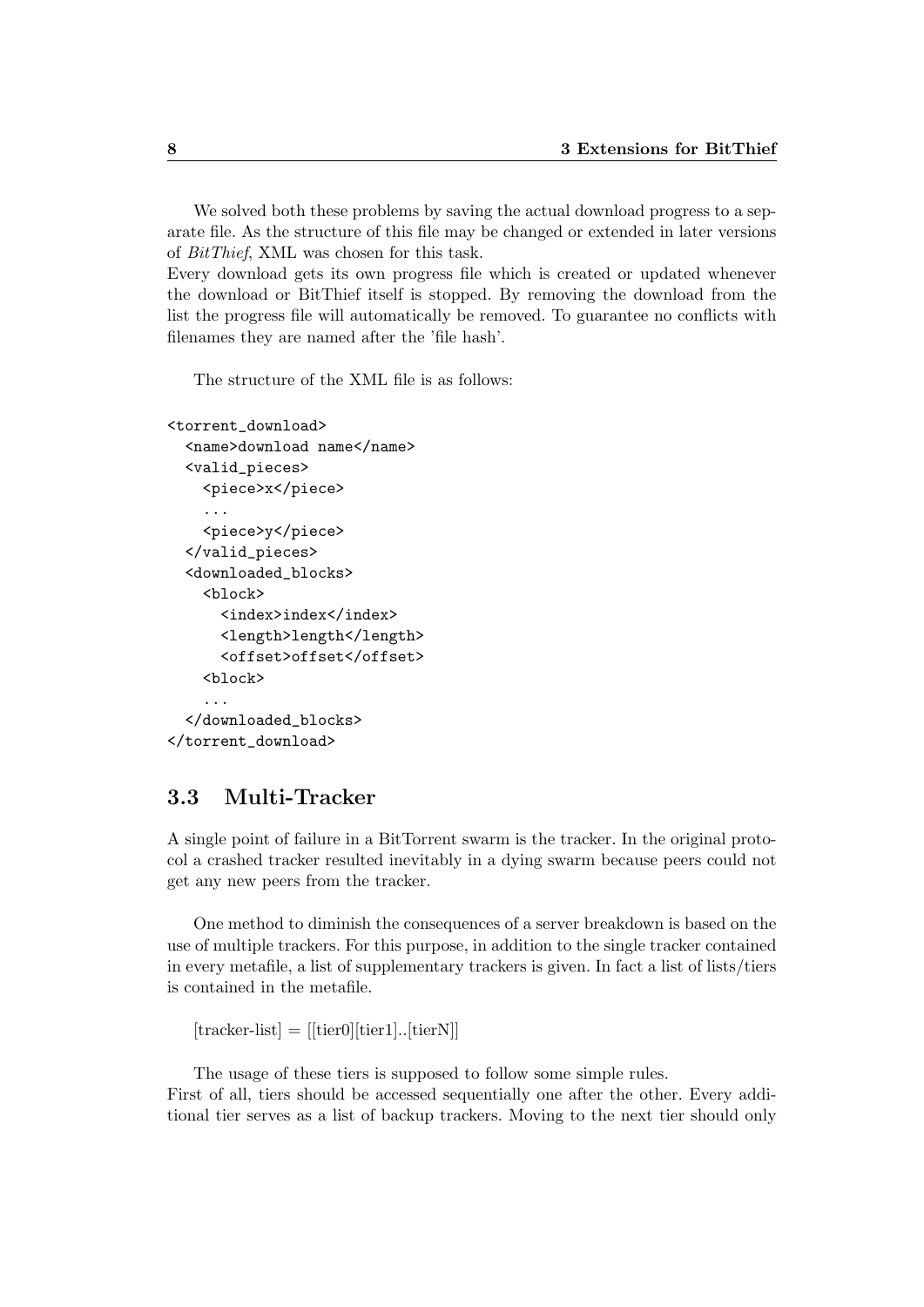We solved both these problems by saving the actual download progress to a separate file. As the structure of this file may be changed or extended in later versions of *BitThief*, XML was chosen for this task.
Every download gets its own progress file which is created or updated whenever the download or BitThief itself is stopped. By removing the download from the list the progress file will automatically be removed. To guarantee no conflicts with filenames they are named after the 'file hash'.

The structure of the XML file is as follows:

```
<torrent_download>
  <name>download name</name>
  <valid_pieces>
    <piece>x</piece>
    ...
    <piece>y</piece>
  </valid_pieces>
  <downloaded_blocks>
    <block>
      <index>index</index>
      <length>length</length>
      <offset>offset</offset>
    <block>
    ...
  </downloaded_blocks>
</torrent_download>
```

## 3.3 Multi-Tracker

A single point of failure in a BitTorrent swarm is the tracker. In the original protocol a crashed tracker resulted inevitably in a dying swarm because peers could not get any new peers from the tracker.

One method to diminish the consequences of a server breakdown is based on the use of multiple trackers. For this purpose, in addition to the single tracker contained in every metafile, a list of supplementary trackers is given. In fact a list of lists/tiers is contained in the metafile.

[tracker-list] = [[tier0][tier1]..[tierN]]

The usage of these tiers is supposed to follow some simple rules.
First of all, tiers should be accessed sequentially one after the other. Every additional tier serves as a list of backup trackers. Moving to the next tier should only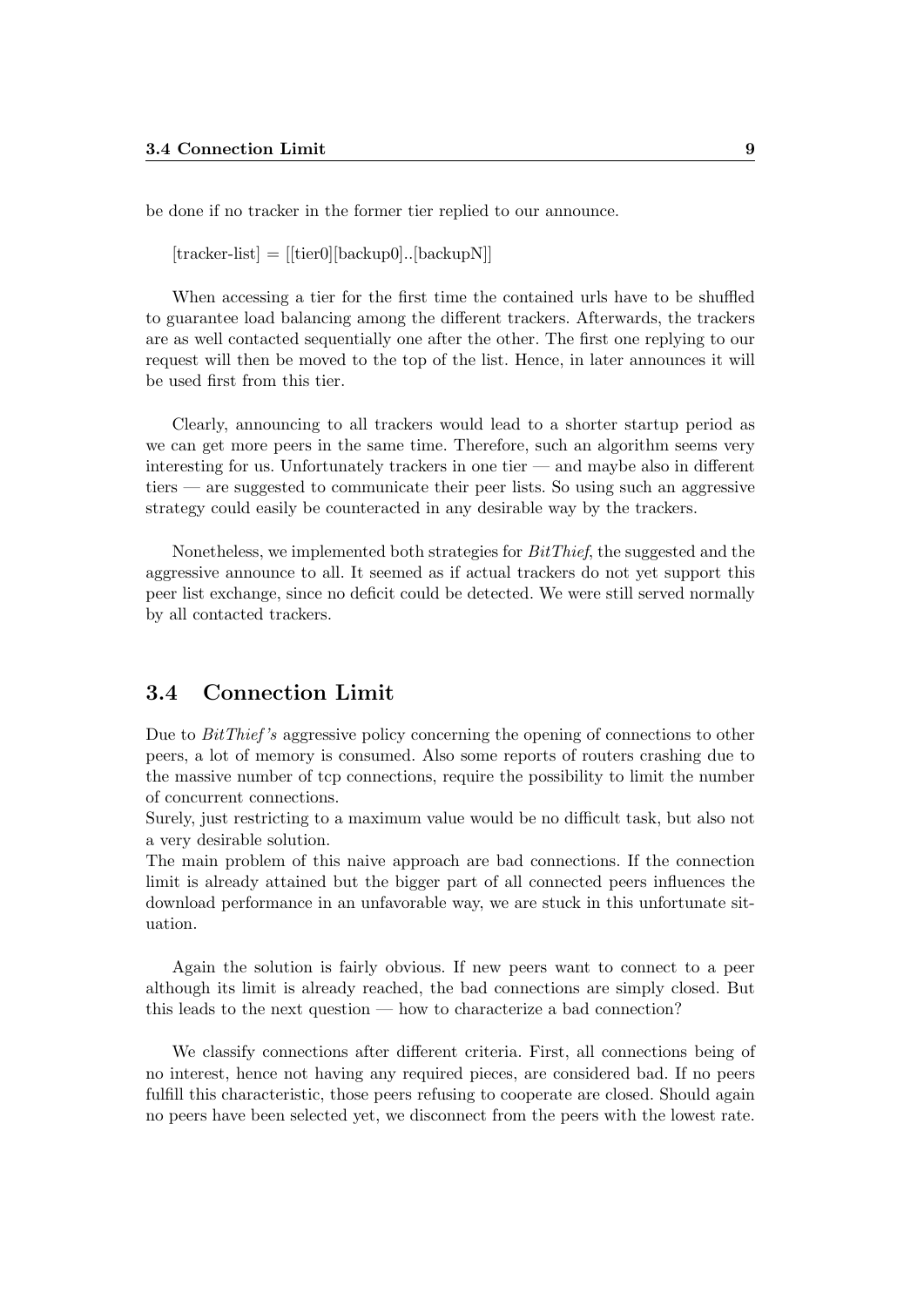be done if no tracker in the former tier replied to our announce.

[tracker-list] = [[tier0][backup0]..[backupN]]

When accessing a tier for the first time the contained urls have to be shuffled to guarantee load balancing among the different trackers. Afterwards, the trackers are as well contacted sequentially one after the other. The first one replying to our request will then be moved to the top of the list. Hence, in later announces it will be used first from this tier.

Clearly, announcing to all trackers would lead to a shorter startup period as we can get more peers in the same time. Therefore, such an algorithm seems very interesting for us. Unfortunately trackers in one tier — and maybe also in different tiers — are suggested to communicate their peer lists. So using such an aggressive strategy could easily be counteracted in any desirable way by the trackers.

Nonetheless, we implemented both strategies for *BitThief*, the suggested and the aggressive announce to all. It seemed as if actual trackers do not yet support this peer list exchange, since no deficit could be detected. We were still served normally by all contacted trackers.

## 3.4 Connection Limit

Due to *BitThief's* aggressive policy concerning the opening of connections to other peers, a lot of memory is consumed. Also some reports of routers crashing due to the massive number of tcp connections, require the possibility to limit the number of concurrent connections.
Surely, just restricting to a maximum value would be no difficult task, but also not a very desirable solution.
The main problem of this naive approach are bad connections. If the connection limit is already attained but the bigger part of all connected peers influences the download performance in an unfavorable way, we are stuck in this unfortunate situation.

Again the solution is fairly obvious. If new peers want to connect to a peer although its limit is already reached, the bad connections are simply closed. But this leads to the next question — how to characterize a bad connection?

We classify connections after different criteria. First, all connections being of no interest, hence not having any required pieces, are considered bad. If no peers fulfill this characteristic, those peers refusing to cooperate are closed. Should again no peers have been selected yet, we disconnect from the peers with the lowest rate.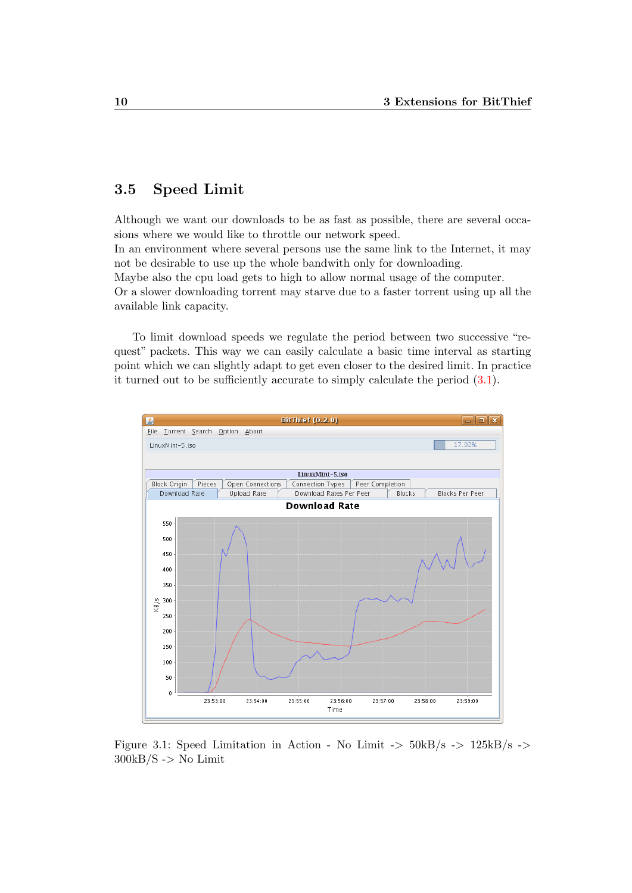## 3.5 Speed Limit

Although we want our downloads to be as fast as possible, there are several occasions where we would like to throttle our network speed.
In an environment where several persons use the same link to the Internet, it may not be desirable to use up the whole bandwith only for downloading.
Maybe also the cpu load gets to high to allow normal usage of the computer.
Or a slower downloading torrent may starve due to a faster torrent using up all the available link capacity.

To limit download speeds we regulate the period between two successive "request" packets. This way we can easily calculate a basic time interval as starting point which we can slightly adapt to get even closer to the desired limit. In practice it turned out to be sufficiently accurate to simply calculate the period (3.1).

Figure 3.1: Speed Limitation in Action - No Limit -> 50kB/s -> 125kB/s -> 300kB/S -> No Limit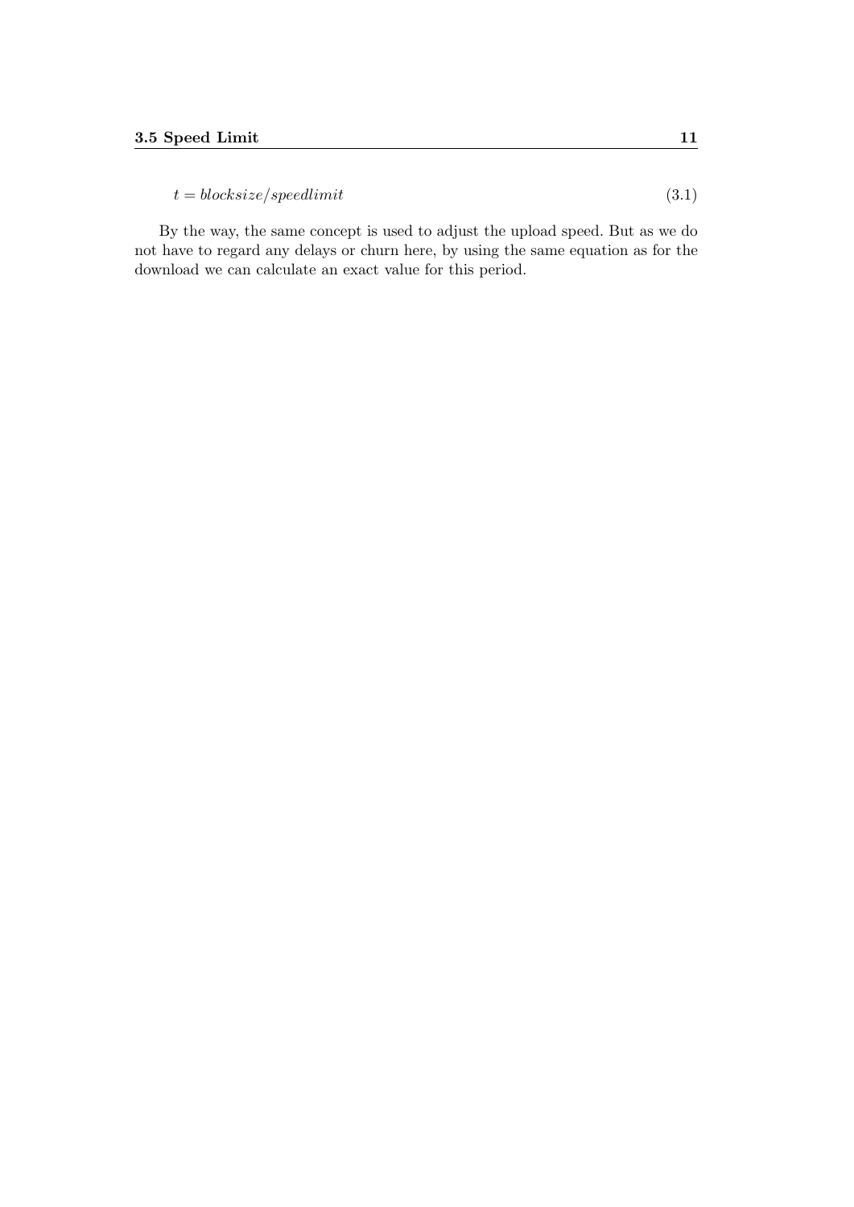$$t = blocksize/speedlimit \tag{3.1}$$

By the way, the same concept is used to adjust the upload speed. But as we do not have to regard any delays or churn here, by using the same equation as for the download we can calculate an exact value for this period.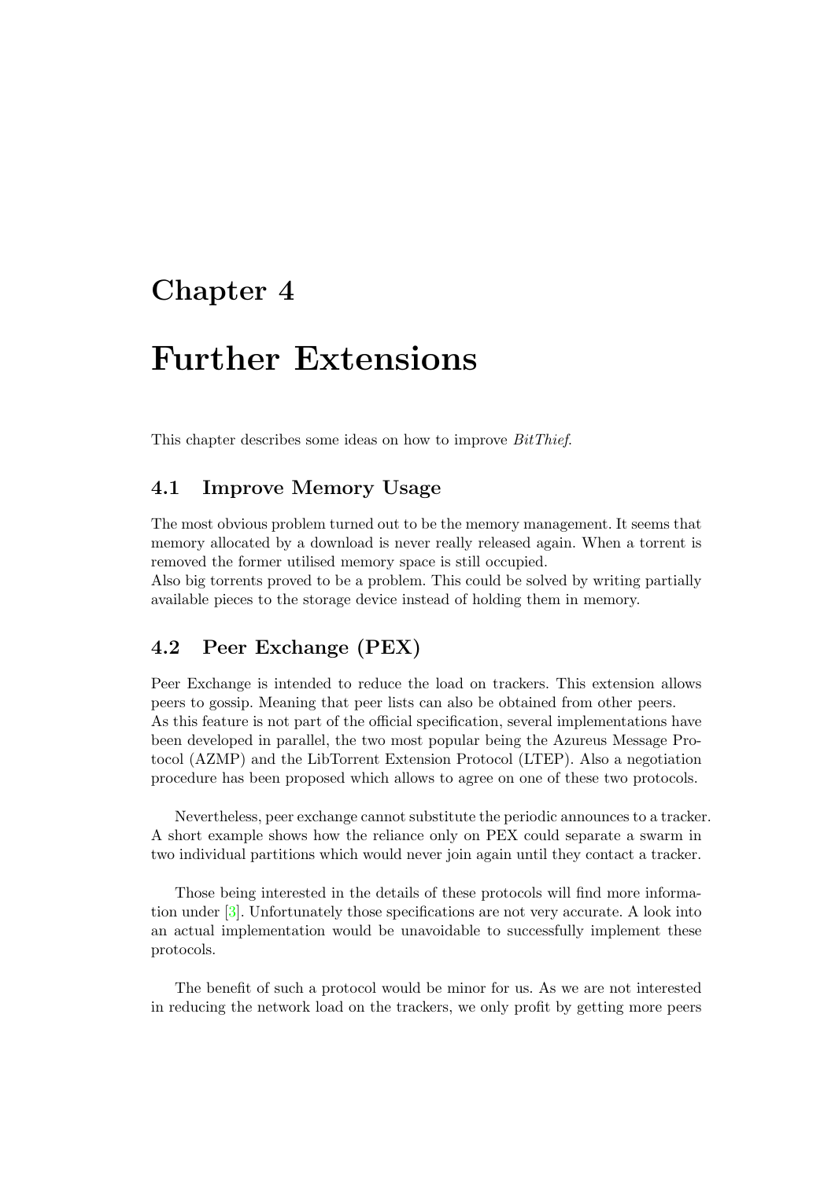# Chapter 4

# Further Extensions

This chapter describes some ideas on how to improve *BitThief*.

## 4.1 Improve Memory Usage

The most obvious problem turned out to be the memory management. It seems that memory allocated by a download is never really released again. When a torrent is removed the former utilised memory space is still occupied.
Also big torrents proved to be a problem. This could be solved by writing partially available pieces to the storage device instead of holding them in memory.

## 4.2 Peer Exchange (PEX)

Peer Exchange is intended to reduce the load on trackers. This extension allows peers to gossip. Meaning that peer lists can also be obtained from other peers.
As this feature is not part of the official specification, several implementations have been developed in parallel, the two most popular being the Azureus Message Protocol (AZMP) and the LibTorrent Extension Protocol (LTEP). Also a negotiation procedure has been proposed which allows to agree on one of these two protocols.

Nevertheless, peer exchange cannot substitute the periodic announces to a tracker. A short example shows how the reliance only on PEX could separate a swarm in two individual partitions which would never join again until they contact a tracker.

Those being interested in the details of these protocols will find more information under [3]. Unfortunately those specifications are not very accurate. A look into an actual implementation would be unavoidable to successfully implement these protocols.

The benefit of such a protocol would be minor for us. As we are not interested in reducing the network load on the trackers, we only profit by getting more peers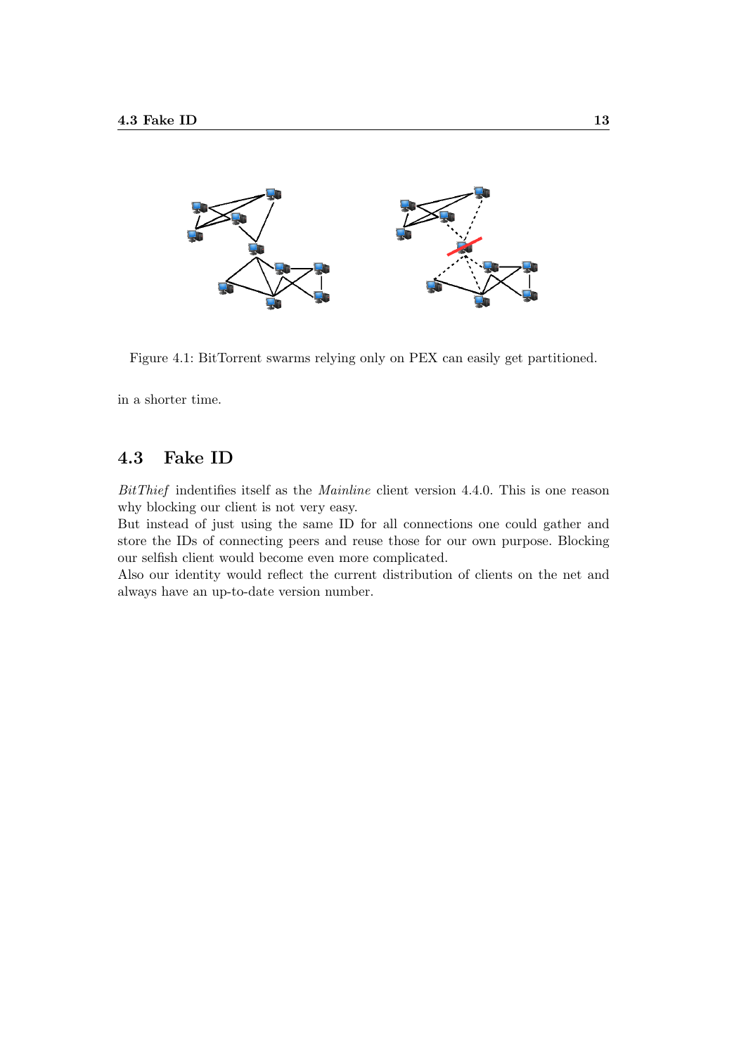Figure 4.1: BitTorrent swarms relying only on PEX can easily get partitioned.

in a shorter time.

## 4.3 Fake ID

*BitThief* indentifies itself as the *Mainline* client version 4.4.0. This is one reason why blocking our client is not very easy.

But instead of just using the same ID for all connections one could gather and store the IDs of connecting peers and reuse those for our own purpose. Blocking our selfish client would become even more complicated.

Also our identity would reflect the current distribution of clients on the net and always have an up-to-date version number.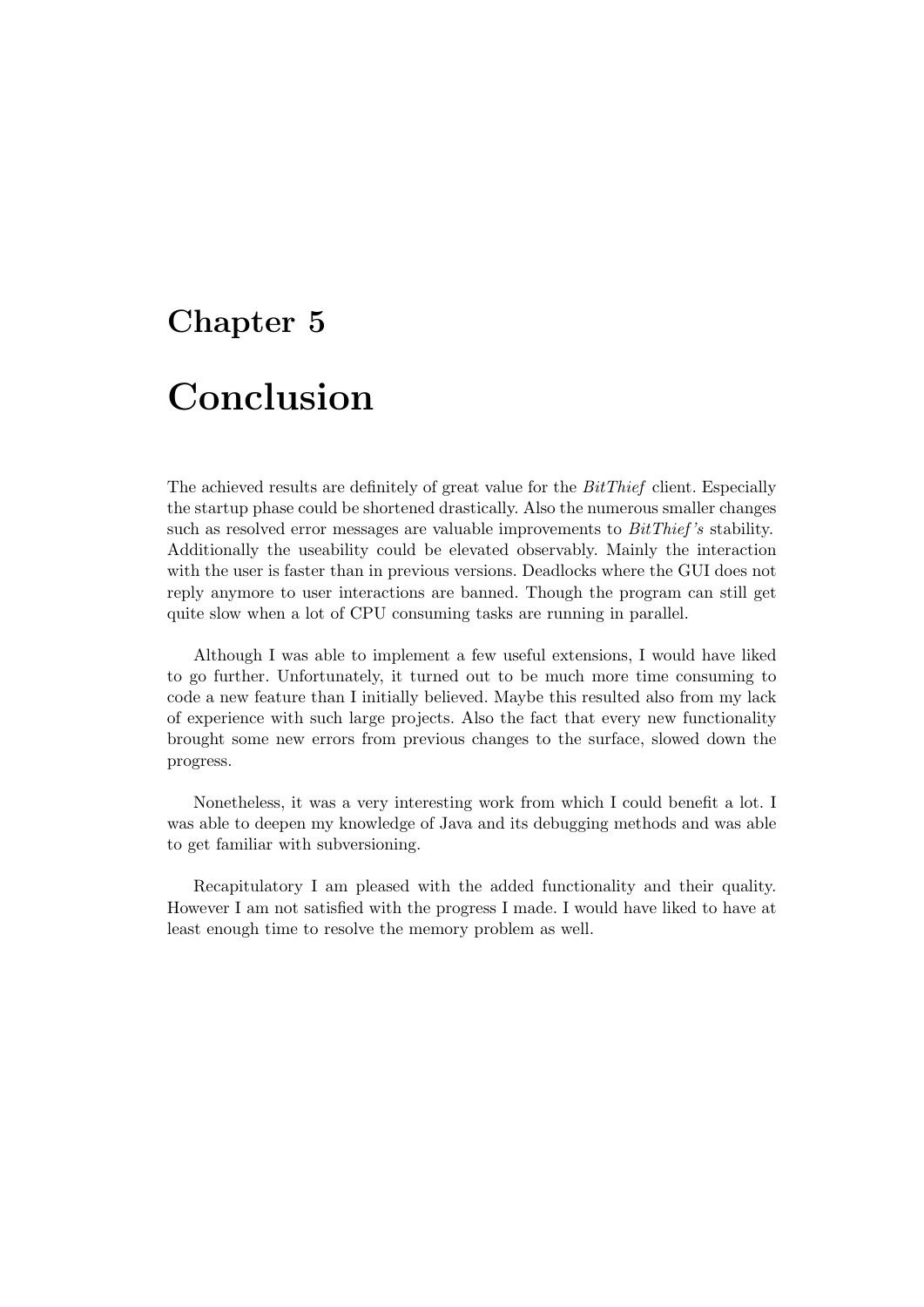# Chapter 5

# Conclusion

The achieved results are definitely of great value for the *BitThief* client. Especially the startup phase could be shortened drastically. Also the numerous smaller changes such as resolved error messages are valuable improvements to *BitThief's* stability. Additionally the useability could be elevated observably. Mainly the interaction with the user is faster than in previous versions. Deadlocks where the GUI does not reply anymore to user interactions are banned. Though the program can still get quite slow when a lot of CPU consuming tasks are running in parallel.

Although I was able to implement a few useful extensions, I would have liked to go further. Unfortunately, it turned out to be much more time consuming to code a new feature than I initially believed. Maybe this resulted also from my lack of experience with such large projects. Also the fact that every new functionality brought some new errors from previous changes to the surface, slowed down the progress.

Nonetheless, it was a very interesting work from which I could benefit a lot. I was able to deepen my knowledge of Java and its debugging methods and was able to get familiar with subversioning.

Recapitulatory I am pleased with the added functionality and their quality. However I am not satisfied with the progress I made. I would have liked to have at least enough time to resolve the memory problem as well.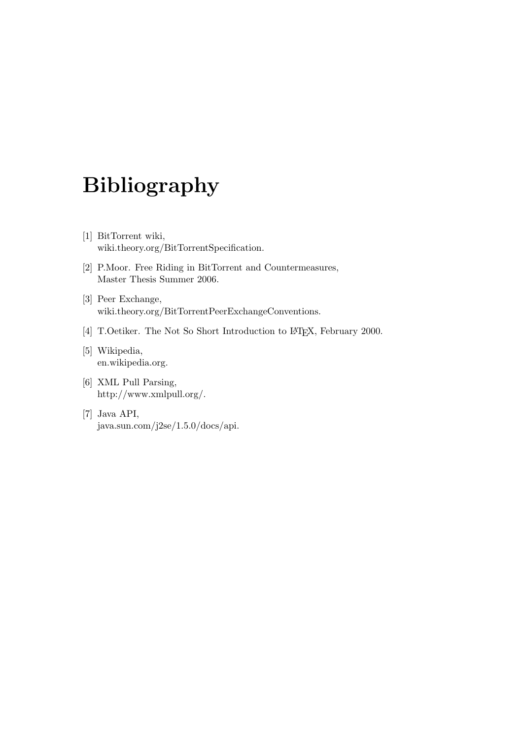# Bibliography

[1] BitTorrent wiki,
wiki.theory.org/BitTorrentSpecification.

[2] P.Moor. Free Riding in BitTorrent and Countermeasures,
Master Thesis Summer 2006.

[3] Peer Exchange,
wiki.theory.org/BitTorrentPeerExchangeConventions.

[4] T.Oetiker. The Not So Short Introduction to LaTeX, February 2000.

[5] Wikipedia,
en.wikipedia.org.

[6] XML Pull Parsing,
http://www.xmlpull.org/.

[7] Java API,
java.sun.com/j2se/1.5.0/docs/api.